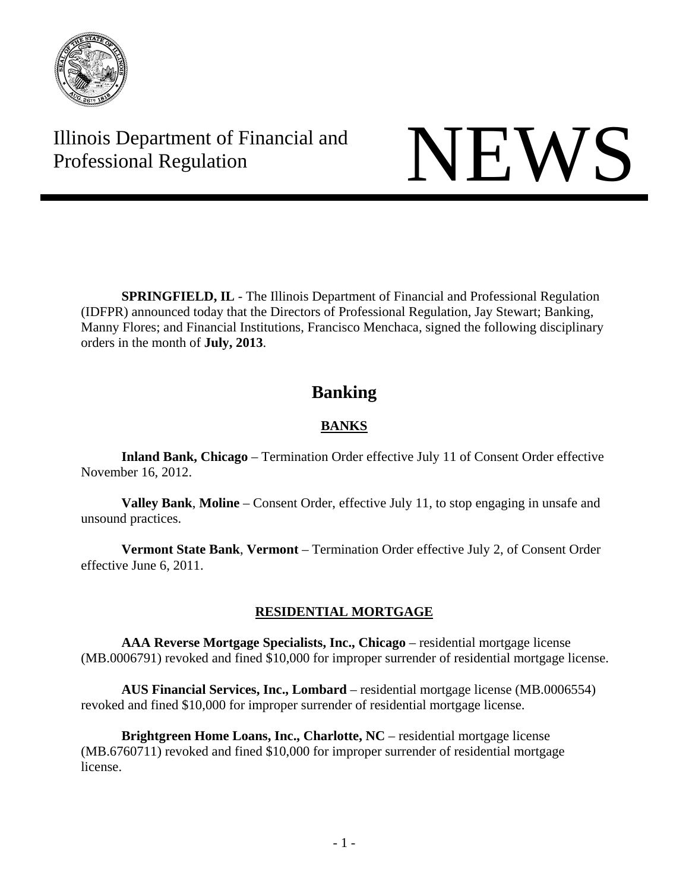Illinois Department of Financial and Professional Regulation

# NEWS

**SPRINGFIELD, IL** - The Illinois Department of Financial and Professional Regulation (IDFPR) announced today that the Directors of Professional Regulation, Jay Stewart; Banking, Manny Flores; and Financial Institutions, Francisco Menchaca, signed the following disciplinary orders in the month of **July, 2013**.

## Banking

### BANKS

**Inland Bank, Chicago** – Termination Order effective July 11 of Consent Order effective November 16, 2012.

**Valley Bank**, **Moline** – Consent Order, effective July 11, to stop engaging in unsafe and unsound practices.

**Vermont State Bank**, **Vermont** – Termination Order effective July 2, of Consent Order effective June 6, 2011.

### RESIDENTIAL MORTGAGE

**AAA Reverse Mortgage Specialists, Inc., Chicago** – residential mortgage license (MB.0006791) revoked and fined $10,000 for improper surrender of residential mortgage license.

**AUS Financial Services, Inc., Lombard** – residential mortgage license (MB.0006554) revoked and fined $10,000 for improper surrender of residential mortgage license.

**Brightgreen Home Loans, Inc., Charlotte, NC** – residential mortgage license (MB.6760711) revoked and fined $10,000 for improper surrender of residential mortgage license.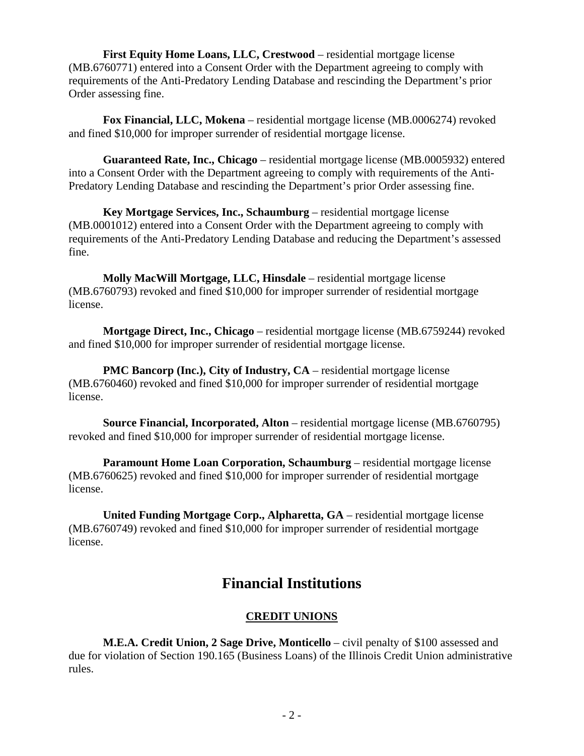**First Equity Home Loans, LLC, Crestwood** – residential mortgage license (MB.6760771) entered into a Consent Order with the Department agreeing to comply with requirements of the Anti-Predatory Lending Database and rescinding the Department's prior Order assessing fine.

**Fox Financial, LLC, Mokena** – residential mortgage license (MB.0006274) revoked and fined $10,000 for improper surrender of residential mortgage license.

**Guaranteed Rate, Inc., Chicago** – residential mortgage license (MB.0005932) entered into a Consent Order with the Department agreeing to comply with requirements of the Anti-Predatory Lending Database and rescinding the Department's prior Order assessing fine.

**Key Mortgage Services, Inc., Schaumburg** – residential mortgage license (MB.0001012) entered into a Consent Order with the Department agreeing to comply with requirements of the Anti-Predatory Lending Database and reducing the Department's assessed fine.

**Molly MacWill Mortgage, LLC, Hinsdale** – residential mortgage license (MB.6760793) revoked and fined $10,000 for improper surrender of residential mortgage license.

**Mortgage Direct, Inc., Chicago** – residential mortgage license (MB.6759244) revoked and fined $10,000 for improper surrender of residential mortgage license.

**PMC Bancorp (Inc.), City of Industry, CA** – residential mortgage license (MB.6760460) revoked and fined $10,000 for improper surrender of residential mortgage license.

**Source Financial, Incorporated, Alton** – residential mortgage license (MB.6760795) revoked and fined $10,000 for improper surrender of residential mortgage license.

**Paramount Home Loan Corporation, Schaumburg** – residential mortgage license (MB.6760625) revoked and fined $10,000 for improper surrender of residential mortgage license.

**United Funding Mortgage Corp., Alpharetta, GA** – residential mortgage license (MB.6760749) revoked and fined $10,000 for improper surrender of residential mortgage license.

# Financial Institutions

## CREDIT UNIONS

**M.E.A. Credit Union, 2 Sage Drive, Monticello** – civil penalty of $100 assessed and due for violation of Section 190.165 (Business Loans) of the Illinois Credit Union administrative rules.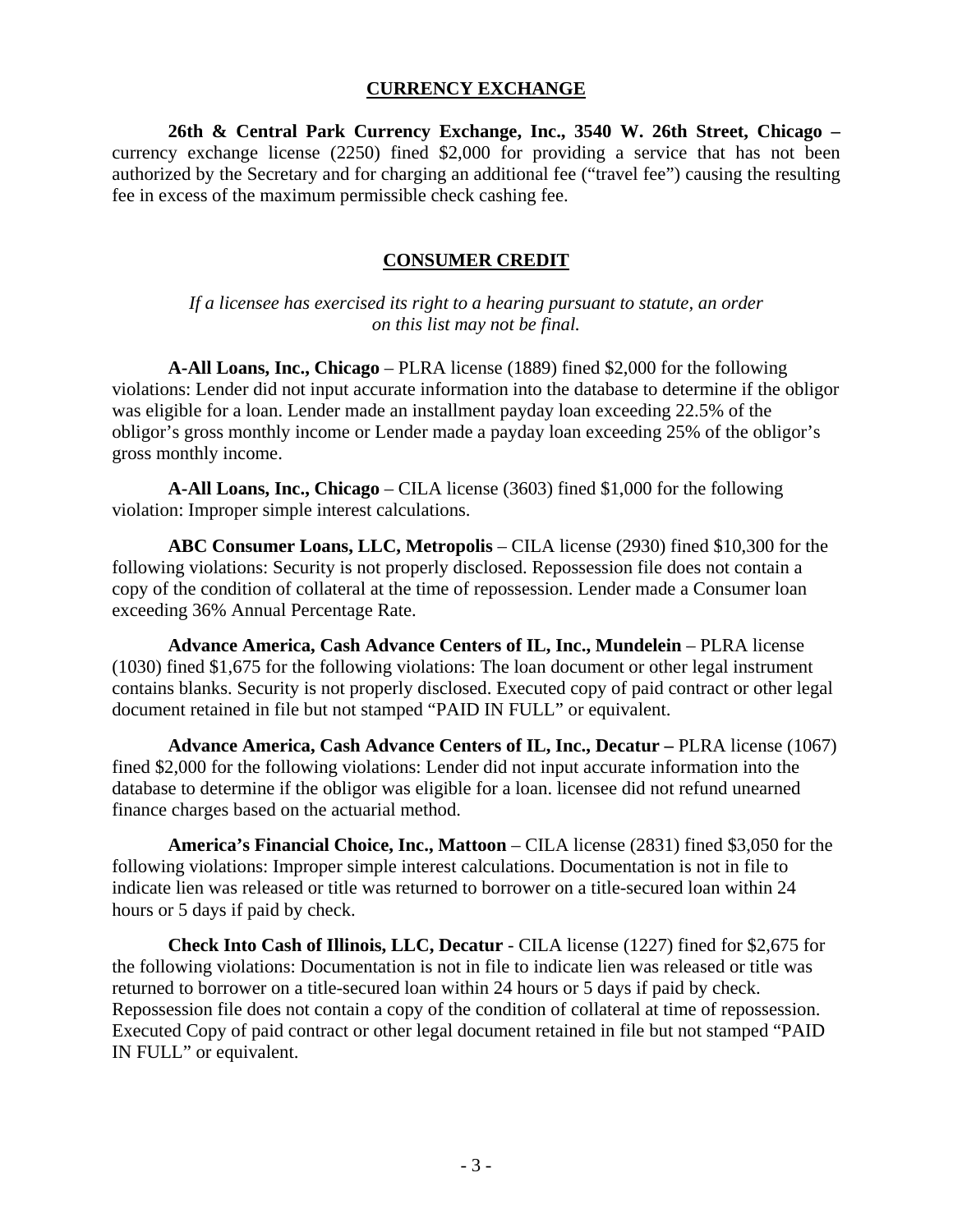## CURRENCY EXCHANGE

**26th & Central Park Currency Exchange, Inc., 3540 W. 26th Street, Chicago –** currency exchange license (2250) fined $2,000 for providing a service that has not been authorized by the Secretary and for charging an additional fee ("travel fee") causing the resulting fee in excess of the maximum permissible check cashing fee.

## CONSUMER CREDIT

*If a licensee has exercised its right to a hearing pursuant to statute, an order on this list may not be final.*

**A-All Loans, Inc., Chicago** – PLRA license (1889) fined $2,000 for the following violations: Lender did not input accurate information into the database to determine if the obligor was eligible for a loan. Lender made an installment payday loan exceeding 22.5% of the obligor's gross monthly income or Lender made a payday loan exceeding 25% of the obligor's gross monthly income.

**A-All Loans, Inc., Chicago** – CILA license (3603) fined $1,000 for the following violation: Improper simple interest calculations.

**ABC Consumer Loans, LLC, Metropolis** – CILA license (2930) fined $10,300 for the following violations: Security is not properly disclosed. Repossession file does not contain a copy of the condition of collateral at the time of repossession. Lender made a Consumer loan exceeding 36% Annual Percentage Rate.

**Advance America, Cash Advance Centers of IL, Inc., Mundelein** – PLRA license (1030) fined $1,675 for the following violations: The loan document or other legal instrument contains blanks. Security is not properly disclosed. Executed copy of paid contract or other legal document retained in file but not stamped "PAID IN FULL" or equivalent.

**Advance America, Cash Advance Centers of IL, Inc., Decatur –** PLRA license (1067) fined $2,000 for the following violations: Lender did not input accurate information into the database to determine if the obligor was eligible for a loan. licensee did not refund unearned finance charges based on the actuarial method.

**America's Financial Choice, Inc., Mattoon** – CILA license (2831) fined $3,050 for the following violations: Improper simple interest calculations. Documentation is not in file to indicate lien was released or title was returned to borrower on a title-secured loan within 24 hours or 5 days if paid by check.

**Check Into Cash of Illinois, LLC, Decatur** - CILA license (1227) fined for $2,675 for the following violations: Documentation is not in file to indicate lien was released or title was returned to borrower on a title-secured loan within 24 hours or 5 days if paid by check. Repossession file does not contain a copy of the condition of collateral at time of repossession. Executed Copy of paid contract or other legal document retained in file but not stamped "PAID IN FULL" or equivalent.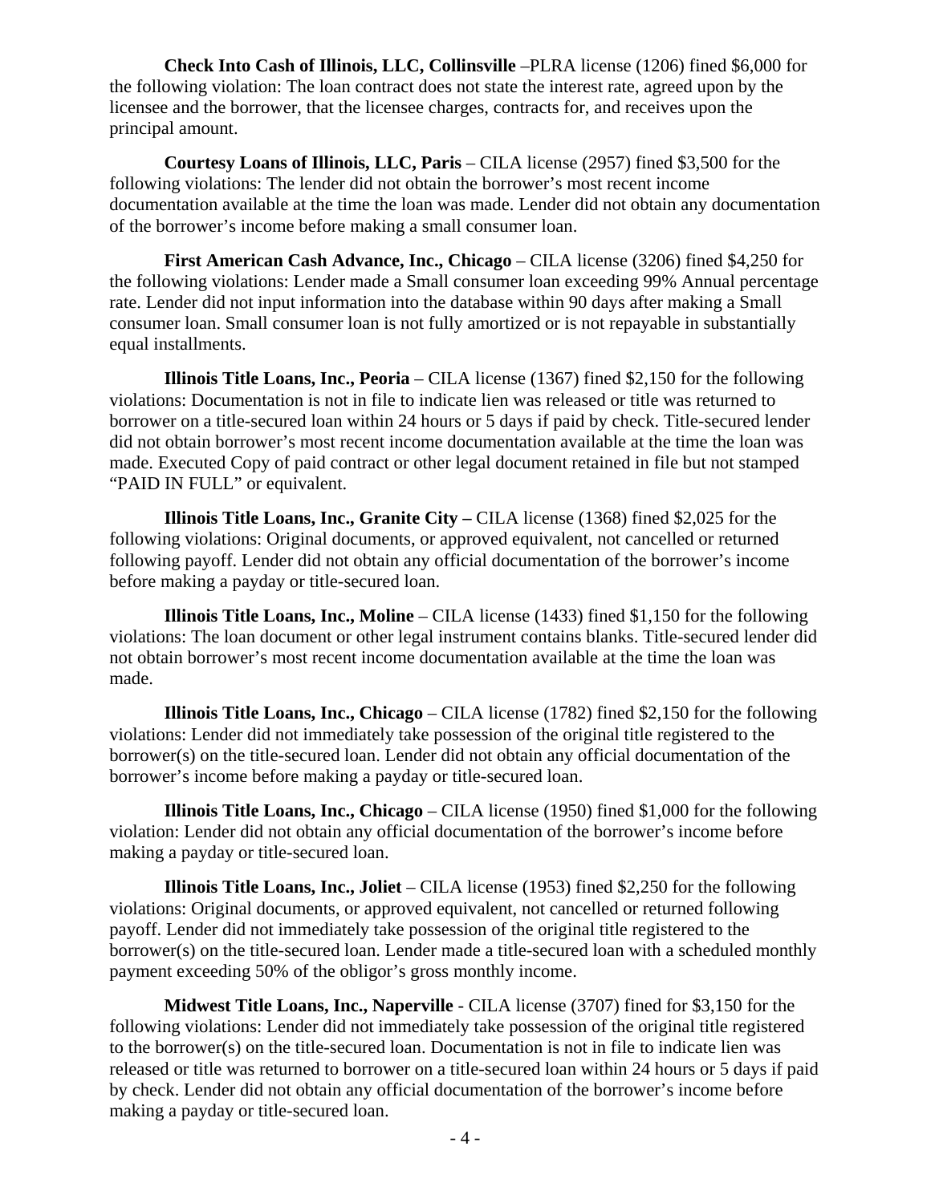**Check Into Cash of Illinois, LLC, Collinsville** –PLRA license (1206) fined $6,000 for the following violation: The loan contract does not state the interest rate, agreed upon by the licensee and the borrower, that the licensee charges, contracts for, and receives upon the principal amount.

**Courtesy Loans of Illinois, LLC, Paris** – CILA license (2957) fined $3,500 for the following violations: The lender did not obtain the borrower's most recent income documentation available at the time the loan was made. Lender did not obtain any documentation of the borrower's income before making a small consumer loan.

**First American Cash Advance, Inc., Chicago** – CILA license (3206) fined $4,250 for the following violations: Lender made a Small consumer loan exceeding 99% Annual percentage rate. Lender did not input information into the database within 90 days after making a Small consumer loan. Small consumer loan is not fully amortized or is not repayable in substantially equal installments.

**Illinois Title Loans, Inc., Peoria** – CILA license (1367) fined $2,150 for the following violations: Documentation is not in file to indicate lien was released or title was returned to borrower on a title-secured loan within 24 hours or 5 days if paid by check. Title-secured lender did not obtain borrower's most recent income documentation available at the time the loan was made. Executed Copy of paid contract or other legal document retained in file but not stamped "PAID IN FULL" or equivalent.

**Illinois Title Loans, Inc., Granite City –** CILA license (1368) fined $2,025 for the following violations: Original documents, or approved equivalent, not cancelled or returned following payoff. Lender did not obtain any official documentation of the borrower's income before making a payday or title-secured loan.

**Illinois Title Loans, Inc., Moline** – CILA license (1433) fined $1,150 for the following violations: The loan document or other legal instrument contains blanks. Title-secured lender did not obtain borrower's most recent income documentation available at the time the loan was made.

**Illinois Title Loans, Inc., Chicago** – CILA license (1782) fined $2,150 for the following violations: Lender did not immediately take possession of the original title registered to the borrower(s) on the title-secured loan. Lender did not obtain any official documentation of the borrower's income before making a payday or title-secured loan.

**Illinois Title Loans, Inc., Chicago** – CILA license (1950) fined $1,000 for the following violation: Lender did not obtain any official documentation of the borrower's income before making a payday or title-secured loan.

**Illinois Title Loans, Inc., Joliet** – CILA license (1953) fined $2,250 for the following violations: Original documents, or approved equivalent, not cancelled or returned following payoff. Lender did not immediately take possession of the original title registered to the borrower(s) on the title-secured loan. Lender made a title-secured loan with a scheduled monthly payment exceeding 50% of the obligor's gross monthly income.

**Midwest Title Loans, Inc., Naperville** - CILA license (3707) fined for $3,150 for the following violations: Lender did not immediately take possession of the original title registered to the borrower(s) on the title-secured loan. Documentation is not in file to indicate lien was released or title was returned to borrower on a title-secured loan within 24 hours or 5 days if paid by check. Lender did not obtain any official documentation of the borrower's income before making a payday or title-secured loan.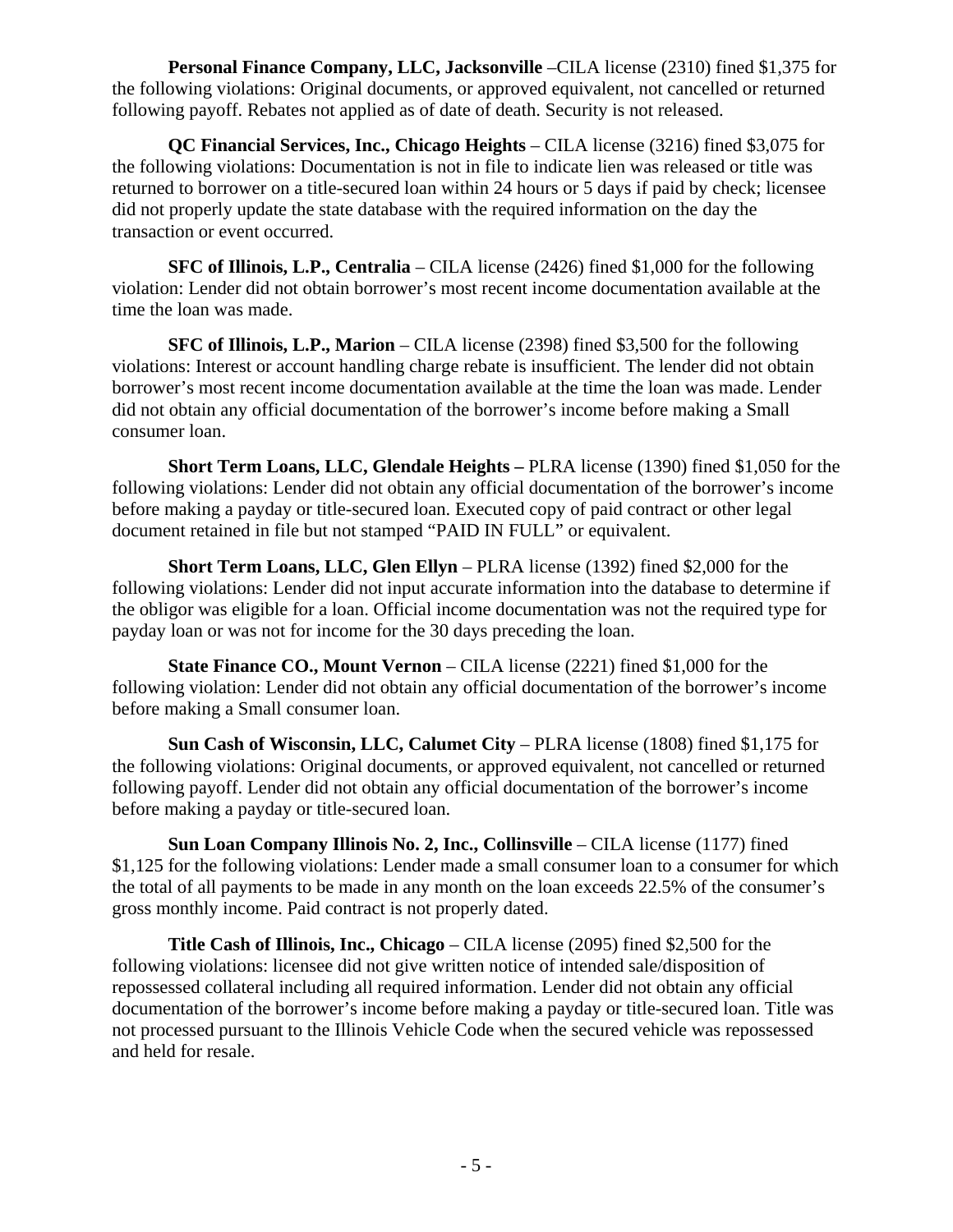**Personal Finance Company, LLC, Jacksonville** –CILA license (2310) fined $1,375 for the following violations: Original documents, or approved equivalent, not cancelled or returned following payoff. Rebates not applied as of date of death. Security is not released.

**QC Financial Services, Inc., Chicago Heights** – CILA license (3216) fined $3,075 for the following violations: Documentation is not in file to indicate lien was released or title was returned to borrower on a title-secured loan within 24 hours or 5 days if paid by check; licensee did not properly update the state database with the required information on the day the transaction or event occurred.

**SFC of Illinois, L.P., Centralia** – CILA license (2426) fined $1,000 for the following violation: Lender did not obtain borrower's most recent income documentation available at the time the loan was made.

**SFC of Illinois, L.P., Marion** – CILA license (2398) fined $3,500 for the following violations: Interest or account handling charge rebate is insufficient. The lender did not obtain borrower's most recent income documentation available at the time the loan was made. Lender did not obtain any official documentation of the borrower's income before making a Small consumer loan.

**Short Term Loans, LLC, Glendale Heights –** PLRA license (1390) fined $1,050 for the following violations: Lender did not obtain any official documentation of the borrower's income before making a payday or title-secured loan. Executed copy of paid contract or other legal document retained in file but not stamped "PAID IN FULL" or equivalent.

**Short Term Loans, LLC, Glen Ellyn** – PLRA license (1392) fined $2,000 for the following violations: Lender did not input accurate information into the database to determine if the obligor was eligible for a loan. Official income documentation was not the required type for payday loan or was not for income for the 30 days preceding the loan.

**State Finance CO., Mount Vernon** – CILA license (2221) fined $1,000 for the following violation: Lender did not obtain any official documentation of the borrower's income before making a Small consumer loan.

**Sun Cash of Wisconsin, LLC, Calumet City** – PLRA license (1808) fined $1,175 for the following violations: Original documents, or approved equivalent, not cancelled or returned following payoff. Lender did not obtain any official documentation of the borrower's income before making a payday or title-secured loan.

**Sun Loan Company Illinois No. 2, Inc., Collinsville** – CILA license (1177) fined $1,125 for the following violations: Lender made a small consumer loan to a consumer for which the total of all payments to be made in any month on the loan exceeds 22.5% of the consumer's gross monthly income. Paid contract is not properly dated.

**Title Cash of Illinois, Inc., Chicago** – CILA license (2095) fined $2,500 for the following violations: licensee did not give written notice of intended sale/disposition of repossessed collateral including all required information. Lender did not obtain any official documentation of the borrower's income before making a payday or title-secured loan. Title was not processed pursuant to the Illinois Vehicle Code when the secured vehicle was repossessed and held for resale.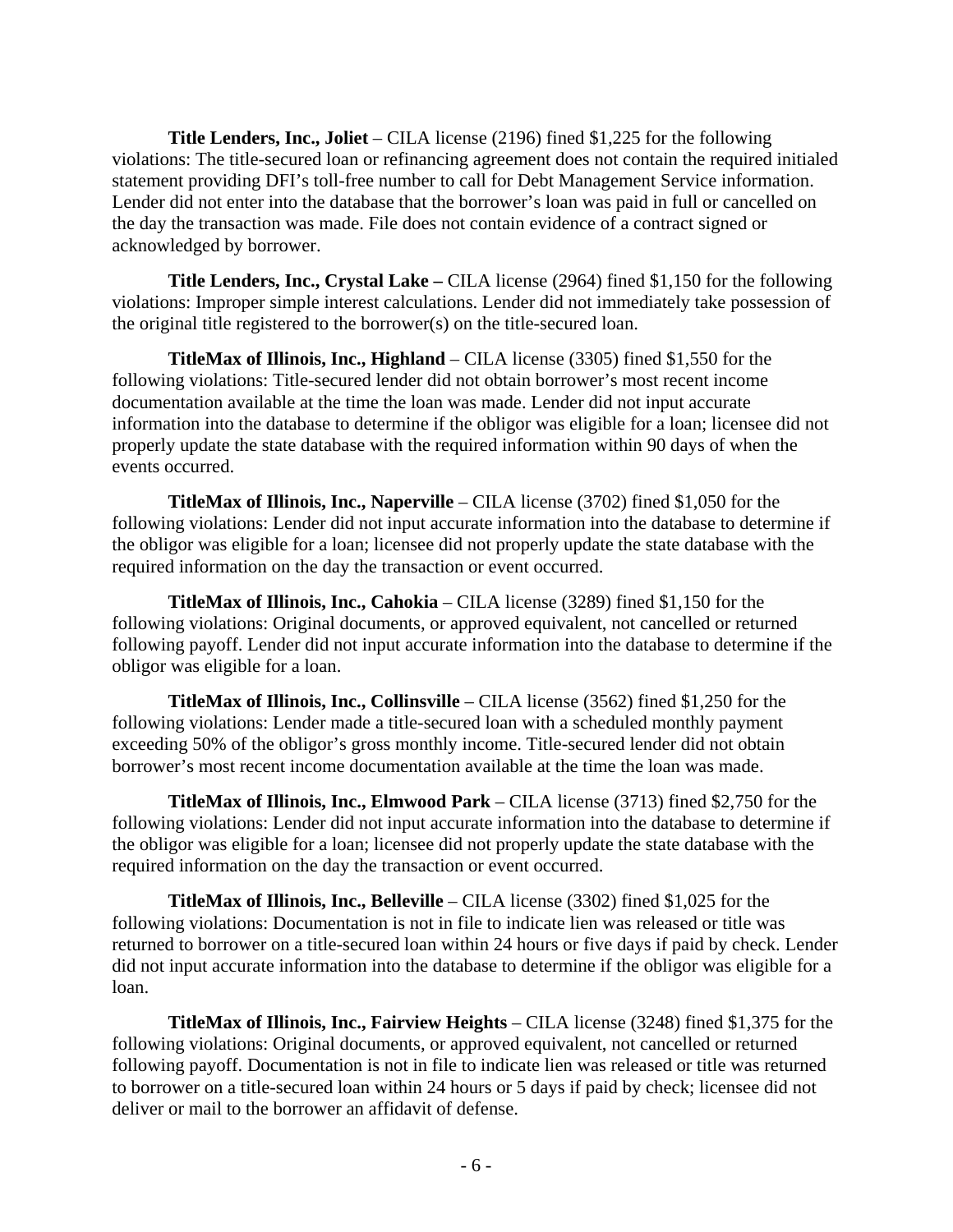**Title Lenders, Inc., Joliet** – CILA license (2196) fined $1,225 for the following violations: The title-secured loan or refinancing agreement does not contain the required initialed statement providing DFI's toll-free number to call for Debt Management Service information. Lender did not enter into the database that the borrower's loan was paid in full or cancelled on the day the transaction was made. File does not contain evidence of a contract signed or acknowledged by borrower.

**Title Lenders, Inc., Crystal Lake –** CILA license (2964) fined $1,150 for the following violations: Improper simple interest calculations. Lender did not immediately take possession of the original title registered to the borrower(s) on the title-secured loan.

**TitleMax of Illinois, Inc., Highland** – CILA license (3305) fined $1,550 for the following violations: Title-secured lender did not obtain borrower's most recent income documentation available at the time the loan was made. Lender did not input accurate information into the database to determine if the obligor was eligible for a loan; licensee did not properly update the state database with the required information within 90 days of when the events occurred.

**TitleMax of Illinois, Inc., Naperville** – CILA license (3702) fined $1,050 for the following violations: Lender did not input accurate information into the database to determine if the obligor was eligible for a loan; licensee did not properly update the state database with the required information on the day the transaction or event occurred.

**TitleMax of Illinois, Inc., Cahokia** – CILA license (3289) fined $1,150 for the following violations: Original documents, or approved equivalent, not cancelled or returned following payoff. Lender did not input accurate information into the database to determine if the obligor was eligible for a loan.

**TitleMax of Illinois, Inc., Collinsville** – CILA license (3562) fined $1,250 for the following violations: Lender made a title-secured loan with a scheduled monthly payment exceeding 50% of the obligor's gross monthly income. Title-secured lender did not obtain borrower's most recent income documentation available at the time the loan was made.

**TitleMax of Illinois, Inc., Elmwood Park** – CILA license (3713) fined $2,750 for the following violations: Lender did not input accurate information into the database to determine if the obligor was eligible for a loan; licensee did not properly update the state database with the required information on the day the transaction or event occurred.

**TitleMax of Illinois, Inc., Belleville** – CILA license (3302) fined $1,025 for the following violations: Documentation is not in file to indicate lien was released or title was returned to borrower on a title-secured loan within 24 hours or five days if paid by check. Lender did not input accurate information into the database to determine if the obligor was eligible for a loan.

**TitleMax of Illinois, Inc., Fairview Heights** – CILA license (3248) fined $1,375 for the following violations: Original documents, or approved equivalent, not cancelled or returned following payoff. Documentation is not in file to indicate lien was released or title was returned to borrower on a title-secured loan within 24 hours or 5 days if paid by check; licensee did not deliver or mail to the borrower an affidavit of defense.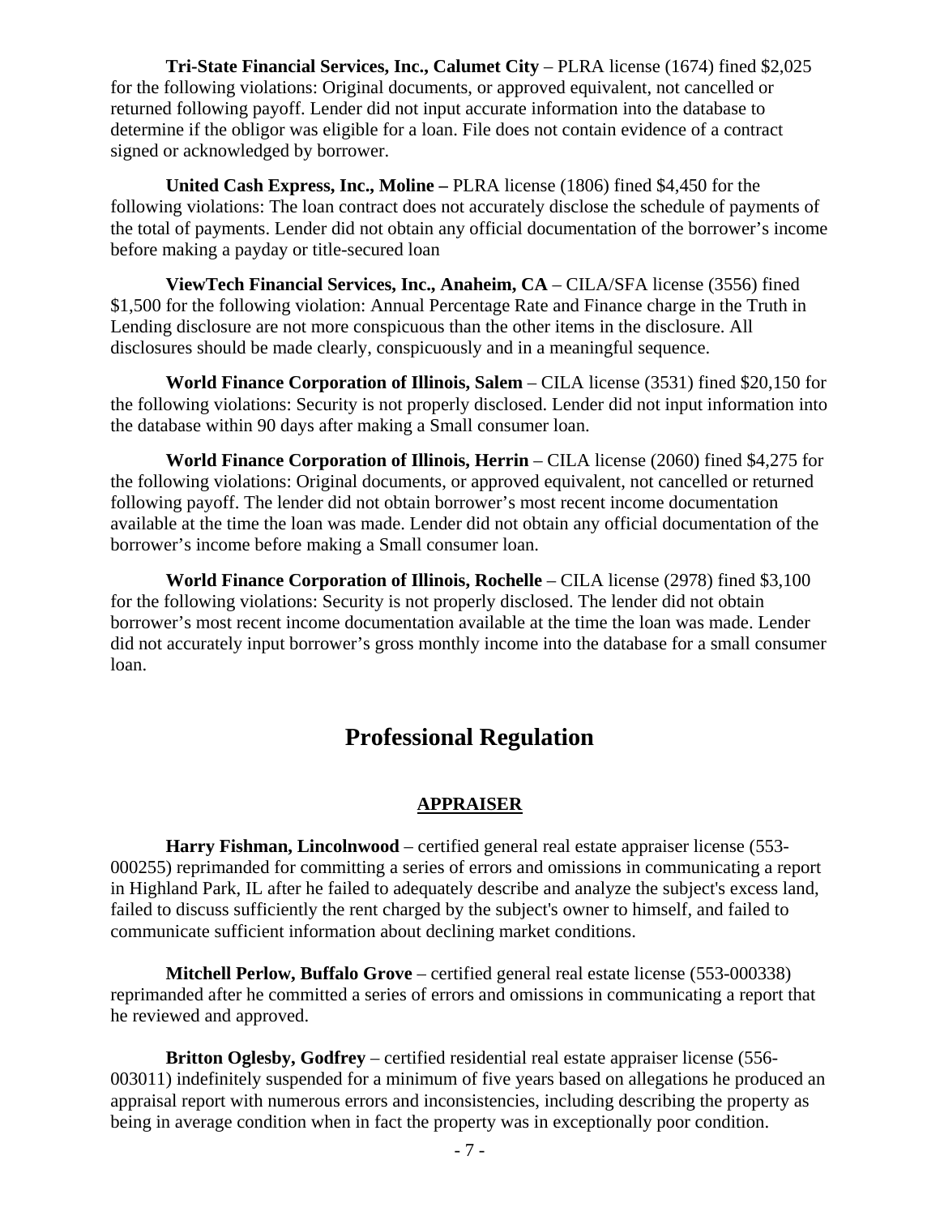**Tri-State Financial Services, Inc., Calumet City** – PLRA license (1674) fined $2,025 for the following violations: Original documents, or approved equivalent, not cancelled or returned following payoff. Lender did not input accurate information into the database to determine if the obligor was eligible for a loan. File does not contain evidence of a contract signed or acknowledged by borrower.

**United Cash Express, Inc., Moline –** PLRA license (1806) fined $4,450 for the following violations: The loan contract does not accurately disclose the schedule of payments of the total of payments. Lender did not obtain any official documentation of the borrower's income before making a payday or title-secured loan

**ViewTech Financial Services, Inc., Anaheim, CA** – CILA/SFA license (3556) fined $1,500 for the following violation: Annual Percentage Rate and Finance charge in the Truth in Lending disclosure are not more conspicuous than the other items in the disclosure. All disclosures should be made clearly, conspicuously and in a meaningful sequence.

**World Finance Corporation of Illinois, Salem** – CILA license (3531) fined $20,150 for the following violations: Security is not properly disclosed. Lender did not input information into the database within 90 days after making a Small consumer loan.

**World Finance Corporation of Illinois, Herrin** – CILA license (2060) fined $4,275 for the following violations: Original documents, or approved equivalent, not cancelled or returned following payoff. The lender did not obtain borrower's most recent income documentation available at the time the loan was made. Lender did not obtain any official documentation of the borrower's income before making a Small consumer loan.

**World Finance Corporation of Illinois, Rochelle** – CILA license (2978) fined $3,100 for the following violations: Security is not properly disclosed. The lender did not obtain borrower's most recent income documentation available at the time the loan was made. Lender did not accurately input borrower's gross monthly income into the database for a small consumer loan.

# Professional Regulation

## APPRAISER

**Harry Fishman, Lincolnwood** – certified general real estate appraiser license (553-000255) reprimanded for committing a series of errors and omissions in communicating a report in Highland Park, IL after he failed to adequately describe and analyze the subject's excess land, failed to discuss sufficiently the rent charged by the subject's owner to himself, and failed to communicate sufficient information about declining market conditions.

**Mitchell Perlow, Buffalo Grove** – certified general real estate license (553-000338) reprimanded after he committed a series of errors and omissions in communicating a report that he reviewed and approved.

**Britton Oglesby, Godfrey** – certified residential real estate appraiser license (556-003011) indefinitely suspended for a minimum of five years based on allegations he produced an appraisal report with numerous errors and inconsistencies, including describing the property as being in average condition when in fact the property was in exceptionally poor condition.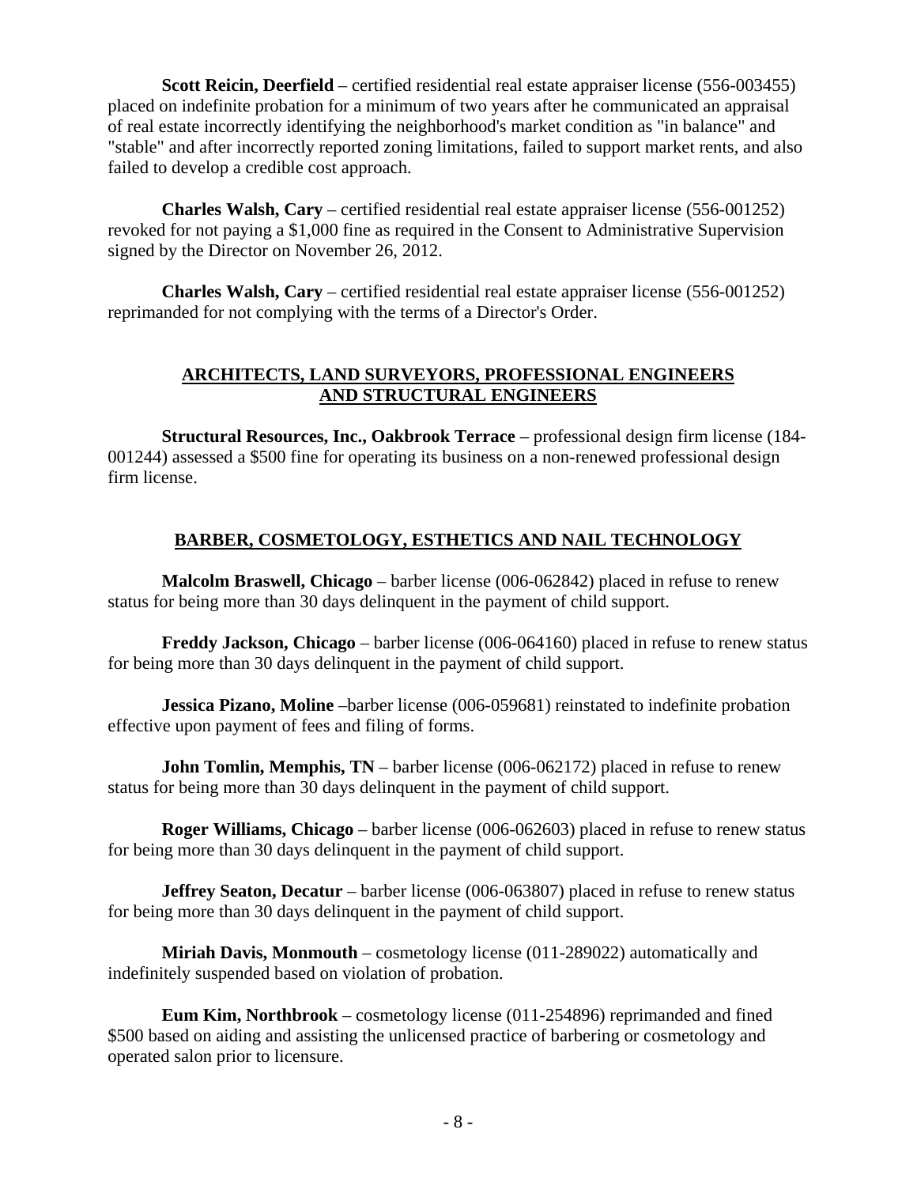**Scott Reicin, Deerfield** – certified residential real estate appraiser license (556-003455) placed on indefinite probation for a minimum of two years after he communicated an appraisal of real estate incorrectly identifying the neighborhood's market condition as "in balance" and "stable" and after incorrectly reported zoning limitations, failed to support market rents, and also failed to develop a credible cost approach.

**Charles Walsh, Cary** – certified residential real estate appraiser license (556-001252) revoked for not paying a $1,000 fine as required in the Consent to Administrative Supervision signed by the Director on November 26, 2012.

**Charles Walsh, Cary** – certified residential real estate appraiser license (556-001252) reprimanded for not complying with the terms of a Director's Order.

## ARCHITECTS, LAND SURVEYORS, PROFESSIONAL ENGINEERS AND STRUCTURAL ENGINEERS

**Structural Resources, Inc., Oakbrook Terrace** – professional design firm license (184-001244) assessed a $500 fine for operating its business on a non-renewed professional design firm license.

## BARBER, COSMETOLOGY, ESTHETICS AND NAIL TECHNOLOGY

**Malcolm Braswell, Chicago** – barber license (006-062842) placed in refuse to renew status for being more than 30 days delinquent in the payment of child support.

**Freddy Jackson, Chicago** – barber license (006-064160) placed in refuse to renew status for being more than 30 days delinquent in the payment of child support.

**Jessica Pizano, Moline** –barber license (006-059681) reinstated to indefinite probation effective upon payment of fees and filing of forms.

**John Tomlin, Memphis, TN** – barber license (006-062172) placed in refuse to renew status for being more than 30 days delinquent in the payment of child support.

**Roger Williams, Chicago** – barber license (006-062603) placed in refuse to renew status for being more than 30 days delinquent in the payment of child support.

**Jeffrey Seaton, Decatur** – barber license (006-063807) placed in refuse to renew status for being more than 30 days delinquent in the payment of child support.

**Miriah Davis, Monmouth** – cosmetology license (011-289022) automatically and indefinitely suspended based on violation of probation.

**Eum Kim, Northbrook** – cosmetology license (011-254896) reprimanded and fined $500 based on aiding and assisting the unlicensed practice of barbering or cosmetology and operated salon prior to licensure.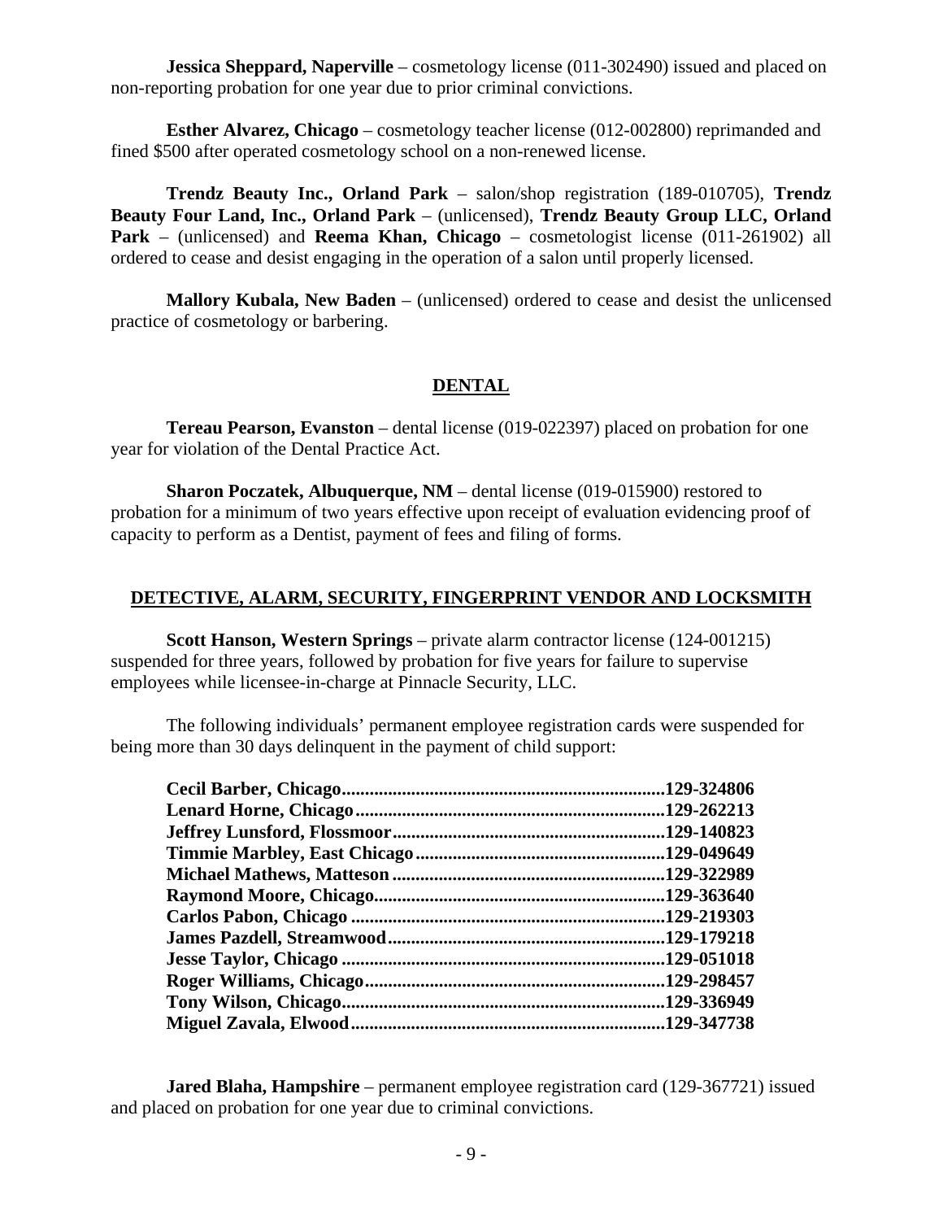**Jessica Sheppard, Naperville** – cosmetology license (011-302490) issued and placed on non-reporting probation for one year due to prior criminal convictions.

**Esther Alvarez, Chicago** – cosmetology teacher license (012-002800) reprimanded and fined $500 after operated cosmetology school on a non-renewed license.

**Trendz Beauty Inc., Orland Park** – salon/shop registration (189-010705), **Trendz Beauty Four Land, Inc., Orland Park** – (unlicensed), **Trendz Beauty Group LLC, Orland Park** – (unlicensed) and **Reema Khan, Chicago** – cosmetologist license (011-261902) all ordered to cease and desist engaging in the operation of a salon until properly licensed.

**Mallory Kubala, New Baden** – (unlicensed) ordered to cease and desist the unlicensed practice of cosmetology or barbering.

## DENTAL

**Tereau Pearson, Evanston** – dental license (019-022397) placed on probation for one year for violation of the Dental Practice Act.

**Sharon Poczatek, Albuquerque, NM** – dental license (019-015900) restored to probation for a minimum of two years effective upon receipt of evaluation evidencing proof of capacity to perform as a Dentist, payment of fees and filing of forms.

## DETECTIVE, ALARM, SECURITY, FINGERPRINT VENDOR AND LOCKSMITH

**Scott Hanson, Western Springs** – private alarm contractor license (124-001215) suspended for three years, followed by probation for five years for failure to supervise employees while licensee-in-charge at Pinnacle Security, LLC.

The following individuals' permanent employee registration cards were suspended for being more than 30 days delinquent in the payment of child support:

**Cecil Barber, Chicago....................................................................129-324806**
**Lenard Horne, Chicago...................................................................129-262213**
**Jeffrey Lunsford, Flossmoor...........................................................129-140823**
**Timmie Marbley, East Chicago.......................................................129-049649**
**Michael Mathews, Matteson............................................................129-322989**
**Raymond Moore, Chicago...............................................................129-363640**
**Carlos Pabon, Chicago ...................................................................129-219303**
**James Pazdell, Streamwood............................................................129-179218**
**Jesse Taylor, Chicago ....................................................................129-051018**
**Roger Williams, Chicago................................................................129-298457**
**Tony Wilson, Chicago.....................................................................129-336949**
**Miguel Zavala, Elwood...................................................................129-347738**

**Jared Blaha, Hampshire** – permanent employee registration card (129-367721) issued and placed on probation for one year due to criminal convictions.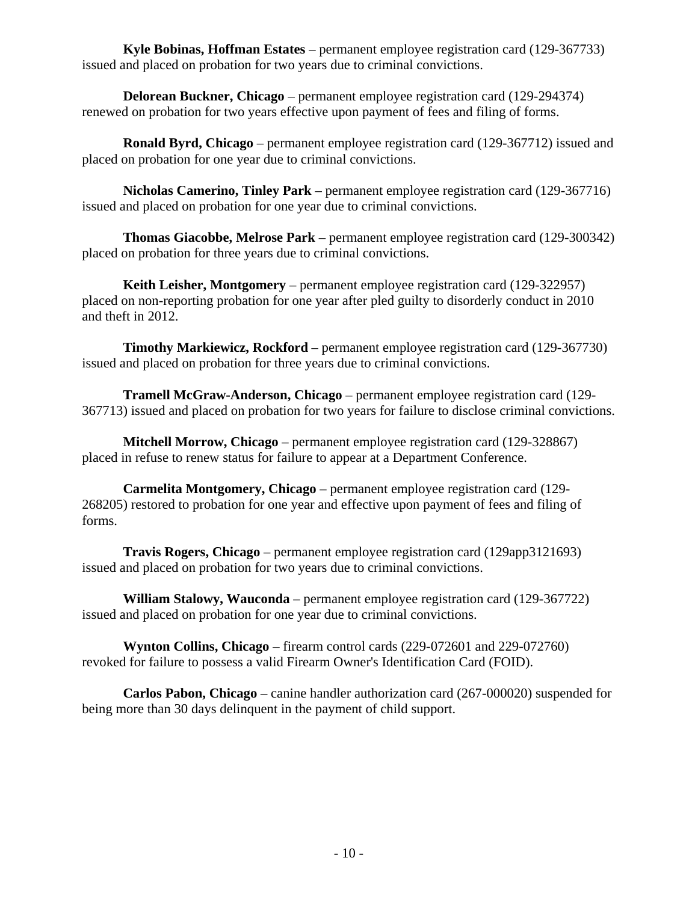**Kyle Bobinas, Hoffman Estates** – permanent employee registration card (129-367733) issued and placed on probation for two years due to criminal convictions.

**Delorean Buckner, Chicago** – permanent employee registration card (129-294374) renewed on probation for two years effective upon payment of fees and filing of forms.

**Ronald Byrd, Chicago** – permanent employee registration card (129-367712) issued and placed on probation for one year due to criminal convictions.

**Nicholas Camerino, Tinley Park** – permanent employee registration card (129-367716) issued and placed on probation for one year due to criminal convictions.

**Thomas Giacobbe, Melrose Park** – permanent employee registration card (129-300342) placed on probation for three years due to criminal convictions.

**Keith Leisher, Montgomery** – permanent employee registration card (129-322957) placed on non-reporting probation for one year after pled guilty to disorderly conduct in 2010 and theft in 2012.

**Timothy Markiewicz, Rockford** – permanent employee registration card (129-367730) issued and placed on probation for three years due to criminal convictions.

**Tramell McGraw-Anderson, Chicago** – permanent employee registration card (129-367713) issued and placed on probation for two years for failure to disclose criminal convictions.

**Mitchell Morrow, Chicago** – permanent employee registration card (129-328867) placed in refuse to renew status for failure to appear at a Department Conference.

**Carmelita Montgomery, Chicago** – permanent employee registration card (129-268205) restored to probation for one year and effective upon payment of fees and filing of forms.

**Travis Rogers, Chicago** – permanent employee registration card (129app3121693) issued and placed on probation for two years due to criminal convictions.

**William Stalowy, Wauconda** – permanent employee registration card (129-367722) issued and placed on probation for one year due to criminal convictions.

**Wynton Collins, Chicago** – firearm control cards (229-072601 and 229-072760) revoked for failure to possess a valid Firearm Owner's Identification Card (FOID).

**Carlos Pabon, Chicago** – canine handler authorization card (267-000020) suspended for being more than 30 days delinquent in the payment of child support.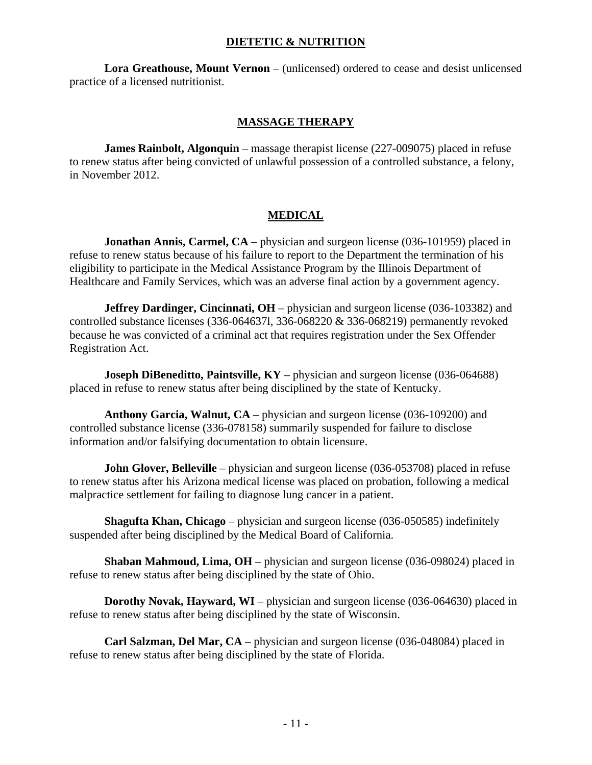## DIETETIC & NUTRITION

**Lora Greathouse, Mount Vernon** – (unlicensed) ordered to cease and desist unlicensed practice of a licensed nutritionist.

## MASSAGE THERAPY

**James Rainbolt, Algonquin** – massage therapist license (227-009075) placed in refuse to renew status after being convicted of unlawful possession of a controlled substance, a felony, in November 2012.

## MEDICAL

**Jonathan Annis, Carmel, CA** – physician and surgeon license (036-101959) placed in refuse to renew status because of his failure to report to the Department the termination of his eligibility to participate in the Medical Assistance Program by the Illinois Department of Healthcare and Family Services, which was an adverse final action by a government agency.

**Jeffrey Dardinger, Cincinnati, OH** – physician and surgeon license (036-103382) and controlled substance licenses (336-064637l, 336-068220 & 336-068219) permanently revoked because he was convicted of a criminal act that requires registration under the Sex Offender Registration Act.

**Joseph DiBeneditto, Paintsville, KY** – physician and surgeon license (036-064688) placed in refuse to renew status after being disciplined by the state of Kentucky.

**Anthony Garcia, Walnut, CA** – physician and surgeon license (036-109200) and controlled substance license (336-078158) summarily suspended for failure to disclose information and/or falsifying documentation to obtain licensure.

**John Glover, Belleville** – physician and surgeon license (036-053708) placed in refuse to renew status after his Arizona medical license was placed on probation, following a medical malpractice settlement for failing to diagnose lung cancer in a patient.

**Shagufta Khan, Chicago** – physician and surgeon license (036-050585) indefinitely suspended after being disciplined by the Medical Board of California.

**Shaban Mahmoud, Lima, OH** – physician and surgeon license (036-098024) placed in refuse to renew status after being disciplined by the state of Ohio.

**Dorothy Novak, Hayward, WI** – physician and surgeon license (036-064630) placed in refuse to renew status after being disciplined by the state of Wisconsin.

**Carl Salzman, Del Mar, CA** – physician and surgeon license (036-048084) placed in refuse to renew status after being disciplined by the state of Florida.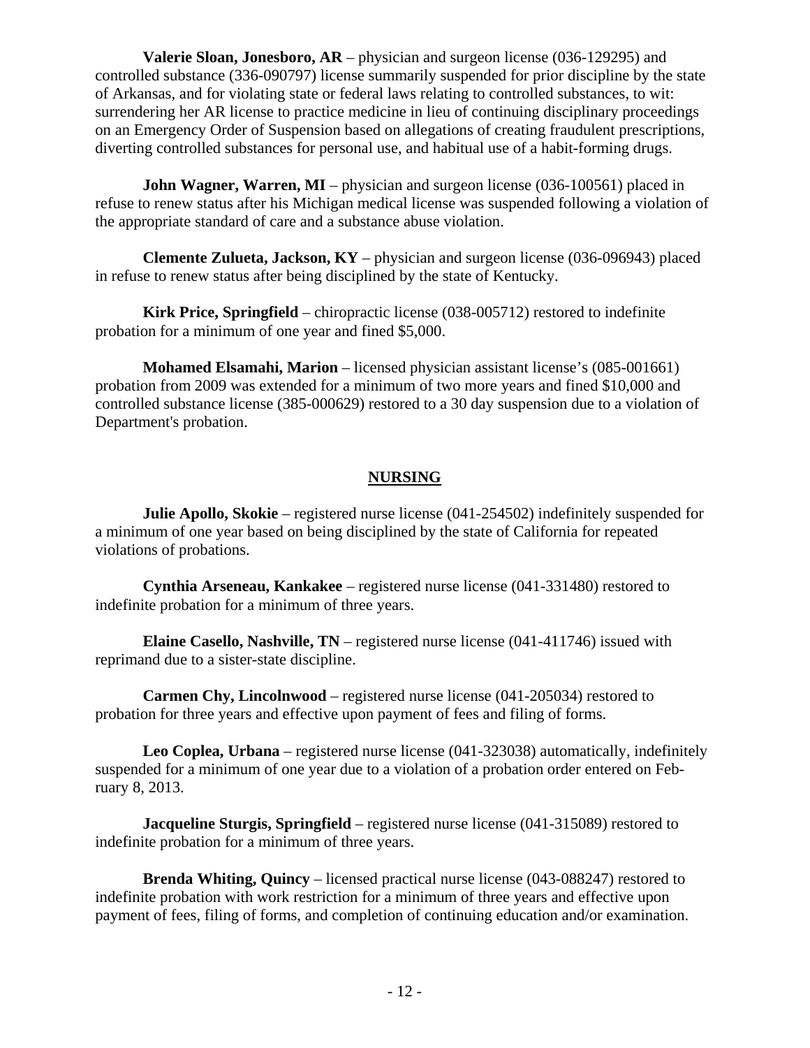**Valerie Sloan, Jonesboro, AR** – physician and surgeon license (036-129295) and controlled substance (336-090797) license summarily suspended for prior discipline by the state of Arkansas, and for violating state or federal laws relating to controlled substances, to wit: surrendering her AR license to practice medicine in lieu of continuing disciplinary proceedings on an Emergency Order of Suspension based on allegations of creating fraudulent prescriptions, diverting controlled substances for personal use, and habitual use of a habit-forming drugs.

**John Wagner, Warren, MI** – physician and surgeon license (036-100561) placed in refuse to renew status after his Michigan medical license was suspended following a violation of the appropriate standard of care and a substance abuse violation.

**Clemente Zulueta, Jackson, KY** – physician and surgeon license (036-096943) placed in refuse to renew status after being disciplined by the state of Kentucky.

**Kirk Price, Springfield** – chiropractic license (038-005712) restored to indefinite probation for a minimum of one year and fined $5,000.

**Mohamed Elsamahi, Marion** – licensed physician assistant license's (085-001661) probation from 2009 was extended for a minimum of two more years and fined $10,000 and controlled substance license (385-000629) restored to a 30 day suspension due to a violation of Department's probation.

## NURSING

**Julie Apollo, Skokie** – registered nurse license (041-254502) indefinitely suspended for a minimum of one year based on being disciplined by the state of California for repeated violations of probations.

**Cynthia Arseneau, Kankakee** – registered nurse license (041-331480) restored to indefinite probation for a minimum of three years.

**Elaine Casello, Nashville, TN** – registered nurse license (041-411746) issued with reprimand due to a sister-state discipline.

**Carmen Chy, Lincolnwood** – registered nurse license (041-205034) restored to probation for three years and effective upon payment of fees and filing of forms.

**Leo Coplea, Urbana** – registered nurse license (041-323038) automatically, indefinitely suspended for a minimum of one year due to a violation of a probation order entered on February 8, 2013.

**Jacqueline Sturgis, Springfield** – registered nurse license (041-315089) restored to indefinite probation for a minimum of three years.

**Brenda Whiting, Quincy** – licensed practical nurse license (043-088247) restored to indefinite probation with work restriction for a minimum of three years and effective upon payment of fees, filing of forms, and completion of continuing education and/or examination.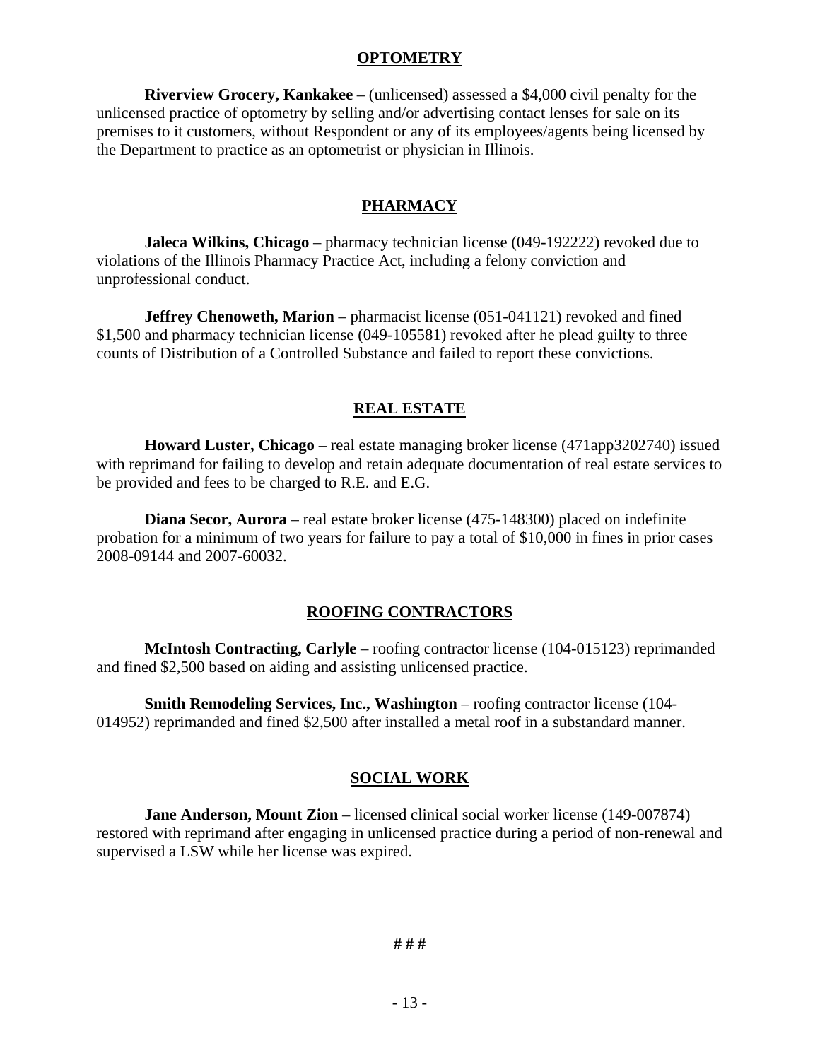## OPTOMETRY

**Riverview Grocery, Kankakee** – (unlicensed) assessed a $4,000 civil penalty for the unlicensed practice of optometry by selling and/or advertising contact lenses for sale on its premises to it customers, without Respondent or any of its employees/agents being licensed by the Department to practice as an optometrist or physician in Illinois.

## PHARMACY

**Jaleca Wilkins, Chicago** – pharmacy technician license (049-192222) revoked due to violations of the Illinois Pharmacy Practice Act, including a felony conviction and unprofessional conduct.

**Jeffrey Chenoweth, Marion** – pharmacist license (051-041121) revoked and fined $1,500 and pharmacy technician license (049-105581) revoked after he plead guilty to three counts of Distribution of a Controlled Substance and failed to report these convictions.

## REAL ESTATE

**Howard Luster, Chicago** – real estate managing broker license (471app3202740) issued with reprimand for failing to develop and retain adequate documentation of real estate services to be provided and fees to be charged to R.E. and E.G.

**Diana Secor, Aurora** – real estate broker license (475-148300) placed on indefinite probation for a minimum of two years for failure to pay a total of $10,000 in fines in prior cases 2008-09144 and 2007-60032.

## ROOFING CONTRACTORS

**McIntosh Contracting, Carlyle** – roofing contractor license (104-015123) reprimanded and fined $2,500 based on aiding and assisting unlicensed practice.

**Smith Remodeling Services, Inc., Washington** – roofing contractor license (104-014952) reprimanded and fined $2,500 after installed a metal roof in a substandard manner.

## SOCIAL WORK

**Jane Anderson, Mount Zion** – licensed clinical social worker license (149-007874) restored with reprimand after engaging in unlicensed practice during a period of non-renewal and supervised a LSW while her license was expired.

# # #